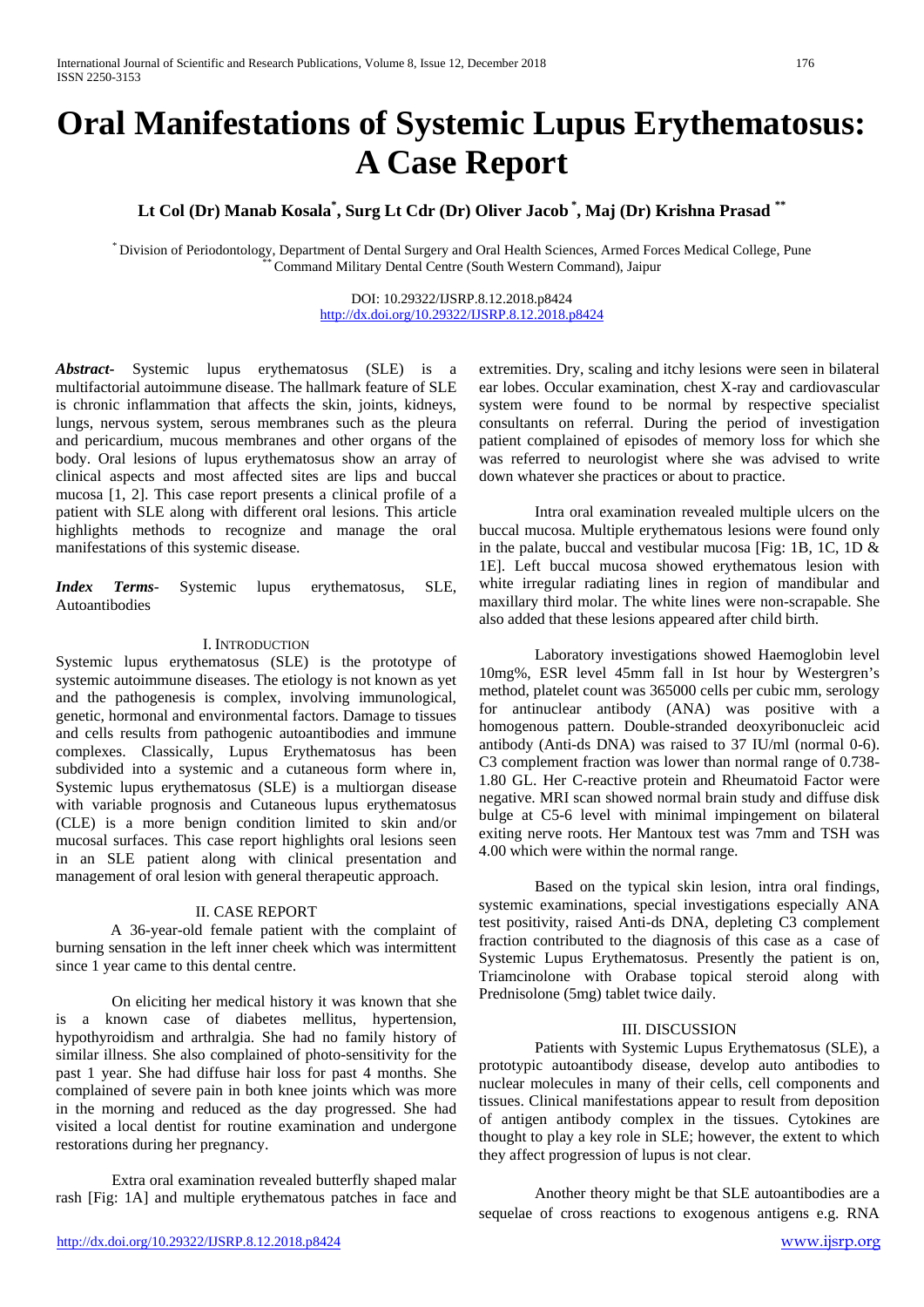# Oral Manifestations of Systemic Lupus Erythematosus: A Case Report

**Lt Col (Dr) Manab Kosala*, Surg Lt Cdr (Dr) Oliver Jacob*, Maj (Dr) Krishna Prasad****

* Division of Periodontology, Department of Dental Surgery and Oral Health Sciences, Armed Forces Medical College, Pune
** Command Military Dental Centre (South Western Command), Jaipur

DOI: 10.29322/IJSRP.8.12.2018.p8424
http://dx.doi.org/10.29322/IJSRP.8.12.2018.p8424

***Abstract-*** Systemic lupus erythematosus (SLE) is a multifactorial autoimmune disease. The hallmark feature of SLE is chronic inflammation that affects the skin, joints, kidneys, lungs, nervous system, serous membranes such as the pleura and pericardium, mucous membranes and other organs of the body. Oral lesions of lupus erythematosus show an array of clinical aspects and most affected sites are lips and buccal mucosa [1, 2]. This case report presents a clinical profile of a patient with SLE along with different oral lesions. This article highlights methods to recognize and manage the oral manifestations of this systemic disease.

***Index Terms-*** Systemic lupus erythematosus, SLE, Autoantibodies

## I. Introduction

Systemic lupus erythematosus (SLE) is the prototype of systemic autoimmune diseases. The etiology is not known as yet and the pathogenesis is complex, involving immunological, genetic, hormonal and environmental factors. Damage to tissues and cells results from pathogenic autoantibodies and immune complexes. Classically, Lupus Erythematosus has been subdivided into a systemic and a cutaneous form where in, Systemic lupus erythematosus (SLE) is a multiorgan disease with variable prognosis and Cutaneous lupus erythematosus (CLE) is a more benign condition limited to skin and/or mucosal surfaces. This case report highlights oral lesions seen in an SLE patient along with clinical presentation and management of oral lesion with general therapeutic approach.

## II. Case Report

A 36-year-old female patient with the complaint of burning sensation in the left inner cheek which was intermittent since 1 year came to this dental centre.

On eliciting her medical history it was known that she is a known case of diabetes mellitus, hypertension, hypothyroidism and arthralgia. She had no family history of similar illness. She also complained of photo-sensitivity for the past 1 year. She had diffuse hair loss for past 4 months. She complained of severe pain in both knee joints which was more in the morning and reduced as the day progressed. She had visited a local dentist for routine examination and undergone restorations during her pregnancy.

Extra oral examination revealed butterfly shaped malar rash [Fig: 1A] and multiple erythematous patches in face and extremities. Dry, scaling and itchy lesions were seen in bilateral ear lobes. Occular examination, chest X-ray and cardiovascular system were found to be normal by respective specialist consultants on referral. During the period of investigation patient complained of episodes of memory loss for which she was referred to neurologist where she was advised to write down whatever she practices or about to practice.

Intra oral examination revealed multiple ulcers on the buccal mucosa. Multiple erythematous lesions were found only in the palate, buccal and vestibular mucosa [Fig: 1B, 1C, 1D & 1E]. Left buccal mucosa showed erythematous lesion with white irregular radiating lines in region of mandibular and maxillary third molar. The white lines were non-scrapable. She also added that these lesions appeared after child birth.

Laboratory investigations showed Haemoglobin level 10mg%, ESR level 45mm fall in Ist hour by Westergren's method, platelet count was 365000 cells per cubic mm, serology for antinuclear antibody (ANA) was positive with a homogenous pattern. Double-stranded deoxyribonucleic acid antibody (Anti-ds DNA) was raised to 37 IU/ml (normal 0-6). C3 complement fraction was lower than normal range of 0.738-1.80 GL. Her C-reactive protein and Rheumatoid Factor were negative. MRI scan showed normal brain study and diffuse disk bulge at C5-6 level with minimal impingement on bilateral exiting nerve roots. Her Mantoux test was 7mm and TSH was 4.00 which were within the normal range.

Based on the typical skin lesion, intra oral findings, systemic examinations, special investigations especially ANA test positivity, raised Anti-ds DNA, depleting C3 complement fraction contributed to the diagnosis of this case as a case of Systemic Lupus Erythematosus. Presently the patient is on, Triamcinolone with Orabase topical steroid along with Prednisolone (5mg) tablet twice daily.

## III. Discussion

Patients with Systemic Lupus Erythematosus (SLE), a prototypic autoantibody disease, develop auto antibodies to nuclear molecules in many of their cells, cell components and tissues. Clinical manifestations appear to result from deposition of antigen antibody complex in the tissues. Cytokines are thought to play a key role in SLE; however, the extent to which they affect progression of lupus is not clear.

Another theory might be that SLE autoantibodies are a sequelae of cross reactions to exogenous antigens e.g. RNA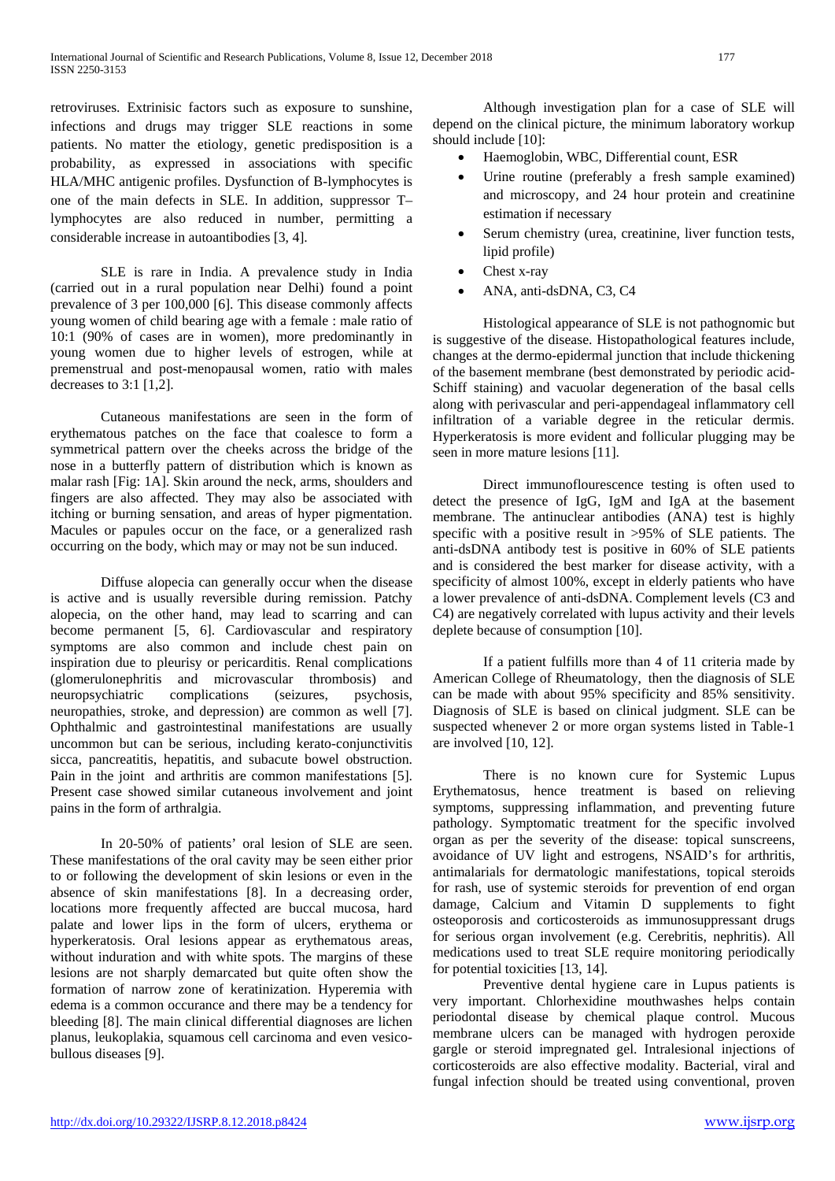retroviruses. Extrinisic factors such as exposure to sunshine, infections and drugs may trigger SLE reactions in some patients. No matter the etiology, genetic predisposition is a probability, as expressed in associations with specific HLA/MHC antigenic profiles. Dysfunction of B-lymphocytes is one of the main defects in SLE. In addition, suppressor T–lymphocytes are also reduced in number, permitting a considerable increase in autoantibodies [3, 4].

SLE is rare in India. A prevalence study in India (carried out in a rural population near Delhi) found a point prevalence of 3 per 100,000 [6]. This disease commonly affects young women of child bearing age with a female : male ratio of 10:1 (90% of cases are in women), more predominantly in young women due to higher levels of estrogen, while at premenstrual and post-menopausal women, ratio with males decreases to 3:1 [1,2].

Cutaneous manifestations are seen in the form of erythematous patches on the face that coalesce to form a symmetrical pattern over the cheeks across the bridge of the nose in a butterfly pattern of distribution which is known as malar rash [Fig: 1A]. Skin around the neck, arms, shoulders and fingers are also affected. They may also be associated with itching or burning sensation, and areas of hyper pigmentation. Macules or papules occur on the face, or a generalized rash occurring on the body, which may or may not be sun induced.

Diffuse alopecia can generally occur when the disease is active and is usually reversible during remission. Patchy alopecia, on the other hand, may lead to scarring and can become permanent [5, 6]. Cardiovascular and respiratory symptoms are also common and include chest pain on inspiration due to pleurisy or pericarditis. Renal complications (glomerulonephritis and microvascular thrombosis) and neuropsychiatric complications (seizures, psychosis, neuropathies, stroke, and depression) are common as well [7]. Ophthalmic and gastrointestinal manifestations are usually uncommon but can be serious, including kerato-conjunctivitis sicca, pancreatitis, hepatitis, and subacute bowel obstruction. Pain in the joint and arthritis are common manifestations [5]. Present case showed similar cutaneous involvement and joint pains in the form of arthralgia.

In 20-50% of patients' oral lesion of SLE are seen. These manifestations of the oral cavity may be seen either prior to or following the development of skin lesions or even in the absence of skin manifestations [8]. In a decreasing order, locations more frequently affected are buccal mucosa, hard palate and lower lips in the form of ulcers, erythema or hyperkeratosis. Oral lesions appear as erythematous areas, without induration and with white spots. The margins of these lesions are not sharply demarcated but quite often show the formation of narrow zone of keratinization. Hyperemia with edema is a common occurance and there may be a tendency for bleeding [8]. The main clinical differential diagnoses are lichen planus, leukoplakia, squamous cell carcinoma and even vesico-bullous diseases [9].

Although investigation plan for a case of SLE will depend on the clinical picture, the minimum laboratory workup should include [10]:

- Haemoglobin, WBC, Differential count, ESR
- Urine routine (preferably a fresh sample examined) and microscopy, and 24 hour protein and creatinine estimation if necessary
- Serum chemistry (urea, creatinine, liver function tests, lipid profile)
- Chest x-ray
- ANA, anti-dsDNA, C3, C4

Histological appearance of SLE is not pathognomic but is suggestive of the disease. Histopathological features include, changes at the dermo-epidermal junction that include thickening of the basement membrane (best demonstrated by periodic acid-Schiff staining) and vacuolar degeneration of the basal cells along with perivascular and peri-appendageal inflammatory cell infiltration of a variable degree in the reticular dermis. Hyperkeratosis is more evident and follicular plugging may be seen in more mature lesions [11].

Direct immunoflourescence testing is often used to detect the presence of IgG, IgM and IgA at the basement membrane. The antinuclear antibodies (ANA) test is highly specific with a positive result in >95% of SLE patients. The anti-dsDNA antibody test is positive in 60% of SLE patients and is considered the best marker for disease activity, with a specificity of almost 100%, except in elderly patients who have a lower prevalence of anti-dsDNA. Complement levels (C3 and C4) are negatively correlated with lupus activity and their levels deplete because of consumption [10].

If a patient fulfills more than 4 of 11 criteria made by American College of Rheumatology, then the diagnosis of SLE can be made with about 95% specificity and 85% sensitivity. Diagnosis of SLE is based on clinical judgment. SLE can be suspected whenever 2 or more organ systems listed in Table-1 are involved [10, 12].

There is no known cure for Systemic Lupus Erythematosus, hence treatment is based on relieving symptoms, suppressing inflammation, and preventing future pathology. Symptomatic treatment for the specific involved organ as per the severity of the disease: topical sunscreens, avoidance of UV light and estrogens, NSAID's for arthritis, antimalarials for dermatologic manifestations, topical steroids for rash, use of systemic steroids for prevention of end organ damage, Calcium and Vitamin D supplements to fight osteoporosis and corticosteroids as immunosuppressant drugs for serious organ involvement (e.g. Cerebritis, nephritis). All medications used to treat SLE require monitoring periodically for potential toxicities [13, 14].

Preventive dental hygiene care in Lupus patients is very important. Chlorhexidine mouthwashes helps contain periodontal disease by chemical plaque control. Mucous membrane ulcers can be managed with hydrogen peroxide gargle or steroid impregnated gel. Intralesional injections of corticosteroids are also effective modality. Bacterial, viral and fungal infection should be treated using conventional, proven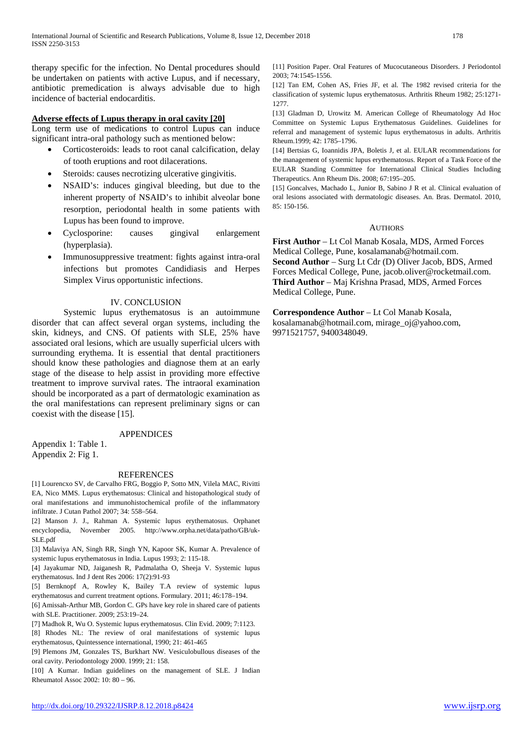therapy specific for the infection. No Dental procedures should be undertaken on patients with active Lupus, and if necessary, antibiotic premedication is always advisable due to high incidence of bacterial endocarditis.

**Adverse effects of Lupus therapy in oral cavity [20]**

Long term use of medications to control Lupus can induce significant intra-oral pathology such as mentioned below:

- Corticosteroids: leads to root canal calcification, delay of tooth eruptions and root dilacerations.
- Steroids: causes necrotizing ulcerative gingivitis.
- NSAID's: induces gingival bleeding, but due to the inherent property of NSAID's to inhibit alveolar bone resorption, periodontal health in some patients with Lupus has been found to improve.
- Cyclosporine: causes gingival enlargement (hyperplasia).
- Immunosuppressive treatment: fights against intra-oral infections but promotes Candidiasis and Herpes Simplex Virus opportunistic infections.

## IV. CONCLUSION

Systemic lupus erythematosus is an autoimmune disorder that can affect several organ systems, including the skin, kidneys, and CNS. Of patients with SLE, 25% have associated oral lesions, which are usually superficial ulcers with surrounding erythema. It is essential that dental practitioners should know these pathologies and diagnose them at an early stage of the disease to help assist in providing more effective treatment to improve survival rates. The intraoral examination should be incorporated as a part of dermatologic examination as the oral manifestations can represent preliminary signs or can coexist with the disease [15].

## APPENDICES

Appendix 1: Table 1.
Appendix 2: Fig 1.

## REFERENCES

[1] Lourencxo SV, de Carvalho FRG, Boggio P, Sotto MN, Vilela MAC, Rivitti EA, Nico MMS. Lupus erythematosus: Clinical and histopathological study of oral manifestations and immunohistochemical profile of the inflammatory infiltrate. J Cutan Pathol 2007; 34: 558–564.

[2] Manson J. J., Rahman A. Systemic lupus erythematosus. Orphanet encyclopedia, November 2005. http://www.orpha.net/data/patho/GB/uk-SLE.pdf

[3] Malaviya AN, Singh RR, Singh YN, Kapoor SK, Kumar A. Prevalence of systemic lupus erythematosus in India. Lupus 1993; 2: 115-18.

[4] Jayakumar ND, Jaiganesh R, Padmalatha O, Sheeja V. Systemic lupus erythematosus. Ind J dent Res 2006: 17(2):91-93

[5] Bernknopf A, Rowley K, Bailey T.A review of systemic lupus erythematosus and current treatment options. Formulary. 2011; 46:178–194.

[6] Amissah-Arthur MB, Gordon C. GPs have key role in shared care of patients with SLE. Practitioner. 2009; 253:19–24.

[7] Madhok R, Wu O. Systemic lupus erythematosus. Clin Evid. 2009; 7:1123.

[8] Rhodes NL: The review of oral manifestations of systemic lupus erythematosus, Quintessence international, 1990; 21: 461-465

[9] Plemons JM, Gonzales TS, Burkhart NW. Vesiculobullous diseases of the oral cavity. Periodontology 2000. 1999; 21: 158.

[10] A Kumar. Indian guidelines on the management of SLE. J Indian Rheumatol Assoc 2002: 10: 80 – 96.

[11] Position Paper. Oral Features of Mucocutaneous Disorders. J Periodontol 2003; 74:1545-1556.

[12] Tan EM, Cohen AS, Fries JF, et al. The 1982 revised criteria for the classification of systemic lupus erythematosus. Arthritis Rheum 1982; 25:1271-1277.

[13] Gladman D, Urowitz M. American College of Rheumatology Ad Hoc Committee on Systemic Lupus Erythematosus Guidelines. Guidelines for referral and management of systemic lupus erythematosus in adults. Arthritis Rheum.1999; 42: 1785–1796.

[14] Bertsias G, Ioannidis JPA, Boletis J, et al. EULAR recommendations for the management of systemic lupus erythematosus. Report of a Task Force of the EULAR Standing Committee for International Clinical Studies Including Therapeutics. Ann Rheum Dis. 2008; 67:195–205.

[15] Goncalves, Machado L, Junior B, Sabino J R et al. Clinical evaluation of oral lesions associated with dermatologic diseases. An. Bras. Dermatol. 2010, 85: 150-156.

## AUTHORS

**First Author** – Lt Col Manab Kosala, MDS, Armed Forces Medical College, Pune, kosalamanab@hotmail.com.
**Second Author** – Surg Lt Cdr (D) Oliver Jacob, BDS, Armed Forces Medical College, Pune, jacob.oliver@rocketmail.com.
**Third Author** – Maj Krishna Prasad, MDS, Armed Forces Medical College, Pune.

**Correspondence Author** – Lt Col Manab Kosala, kosalamanab@hotmail.com, mirage_oj@yahoo.com, 9971521757, 9400348049.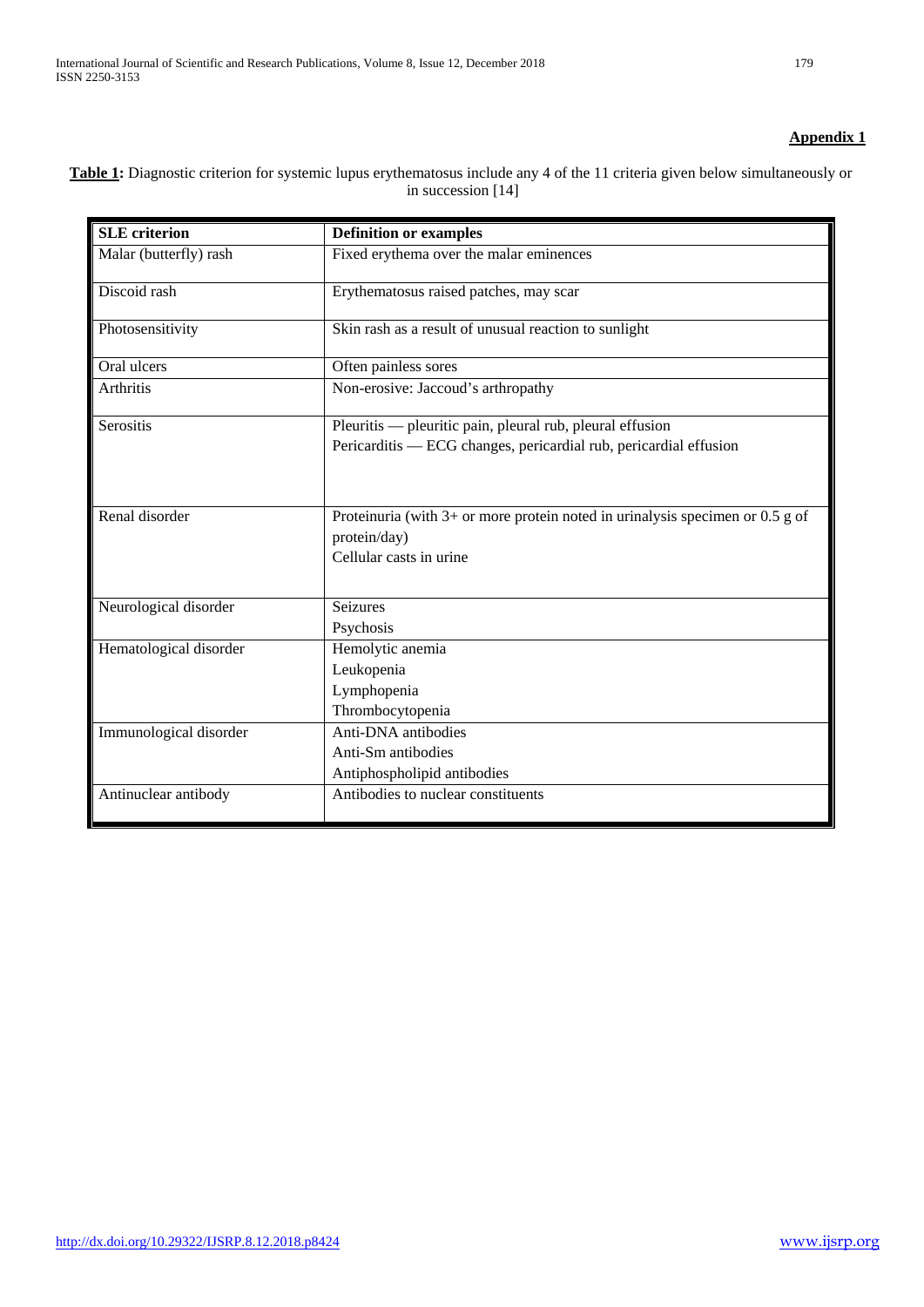**Appendix 1**

**Table 1:** Diagnostic criterion for systemic lupus erythematosus include any 4 of the 11 criteria given below simultaneously or in succession [14]

| SLE criterion | Definition or examples |
| --- | --- |
| Malar (butterfly) rash | Fixed erythema over the malar eminences |
| Discoid rash | Erythematosus raised patches, may scar |
| Photosensitivity | Skin rash as a result of unusual reaction to sunlight |
| Oral ulcers | Often painless sores |
| Arthritis | Non-erosive: Jaccoud's arthropathy |
| Serositis | Pleuritis — pleuritic pain, pleural rub, pleural effusion<br>Pericarditis — ECG changes, pericardial rub, pericardial effusion |
| Renal disorder | Proteinuria (with 3+ or more protein noted in urinalysis specimen or 0.5 g of protein/day)<br>Cellular casts in urine |
| Neurological disorder | Seizures<br>Psychosis |
| Hematological disorder | Hemolytic anemia<br>Leukopenia<br>Lymphopenia<br>Thrombocytopenia |
| Immunological disorder | Anti-DNA antibodies<br>Anti-Sm antibodies<br>Antiphospholipid antibodies |
| Antinuclear antibody | Antibodies to nuclear constituents |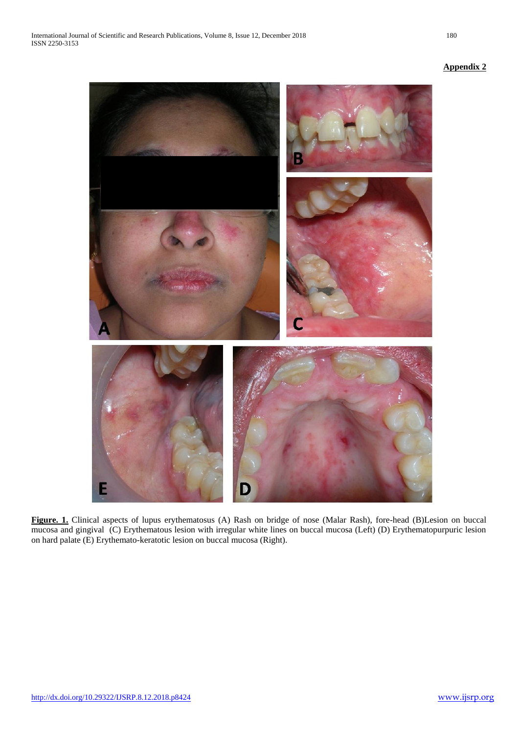**Appendix 2**

**Figure. 1.** Clinical aspects of lupus erythematosus (A) Rash on bridge of nose (Malar Rash), fore-head (B)Lesion on buccal mucosa and gingival (C) Erythematous lesion with irregular white lines on buccal mucosa (Left) (D) Erythematopurpuric lesion on hard palate (E) Erythemato-keratotic lesion on buccal mucosa (Right).